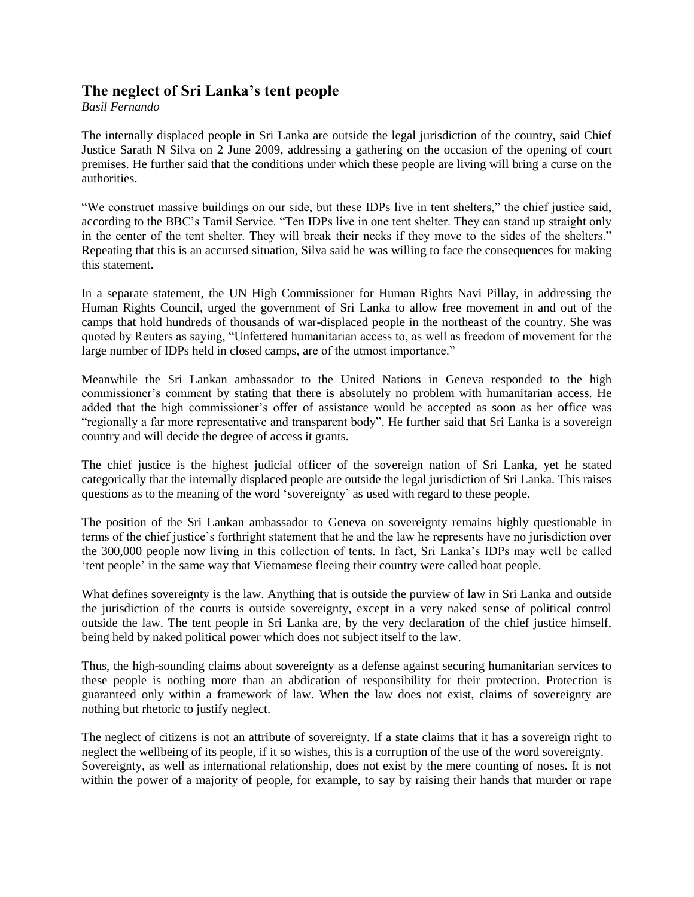## The neglect of Sri Lanka's tent people

*Basil Fernando*

The internally displaced people in Sri Lanka are outside the legal jurisdiction of the country, said Chief Justice Sarath N Silva on 2 June 2009, addressing a gathering on the occasion of the opening of court premises. He further said that the conditions under which these people are living will bring a curse on the authorities.

"We construct massive buildings on our side, but these IDPs live in tent shelters," the chief justice said, according to the BBC's Tamil Service. "Ten IDPs live in one tent shelter. They can stand up straight only in the center of the tent shelter. They will break their necks if they move to the sides of the shelters." Repeating that this is an accursed situation, Silva said he was willing to face the consequences for making this statement.

In a separate statement, the UN High Commissioner for Human Rights Navi Pillay, in addressing the Human Rights Council, urged the government of Sri Lanka to allow free movement in and out of the camps that hold hundreds of thousands of war-displaced people in the northeast of the country. She was quoted by Reuters as saying, "Unfettered humanitarian access to, as well as freedom of movement for the large number of IDPs held in closed camps, are of the utmost importance."

Meanwhile the Sri Lankan ambassador to the United Nations in Geneva responded to the high commissioner's comment by stating that there is absolutely no problem with humanitarian access. He added that the high commissioner's offer of assistance would be accepted as soon as her office was "regionally a far more representative and transparent body". He further said that Sri Lanka is a sovereign country and will decide the degree of access it grants.

The chief justice is the highest judicial officer of the sovereign nation of Sri Lanka, yet he stated categorically that the internally displaced people are outside the legal jurisdiction of Sri Lanka. This raises questions as to the meaning of the word 'sovereignty' as used with regard to these people.

The position of the Sri Lankan ambassador to Geneva on sovereignty remains highly questionable in terms of the chief justice's forthright statement that he and the law he represents have no jurisdiction over the 300,000 people now living in this collection of tents. In fact, Sri Lanka's IDPs may well be called 'tent people' in the same way that Vietnamese fleeing their country were called boat people.

What defines sovereignty is the law. Anything that is outside the purview of law in Sri Lanka and outside the jurisdiction of the courts is outside sovereignty, except in a very naked sense of political control outside the law. The tent people in Sri Lanka are, by the very declaration of the chief justice himself, being held by naked political power which does not subject itself to the law.

Thus, the high-sounding claims about sovereignty as a defense against securing humanitarian services to these people is nothing more than an abdication of responsibility for their protection. Protection is guaranteed only within a framework of law. When the law does not exist, claims of sovereignty are nothing but rhetoric to justify neglect.

The neglect of citizens is not an attribute of sovereignty. If a state claims that it has a sovereign right to neglect the wellbeing of its people, if it so wishes, this is a corruption of the use of the word sovereignty. Sovereignty, as well as international relationship, does not exist by the mere counting of noses. It is not within the power of a majority of people, for example, to say by raising their hands that murder or rape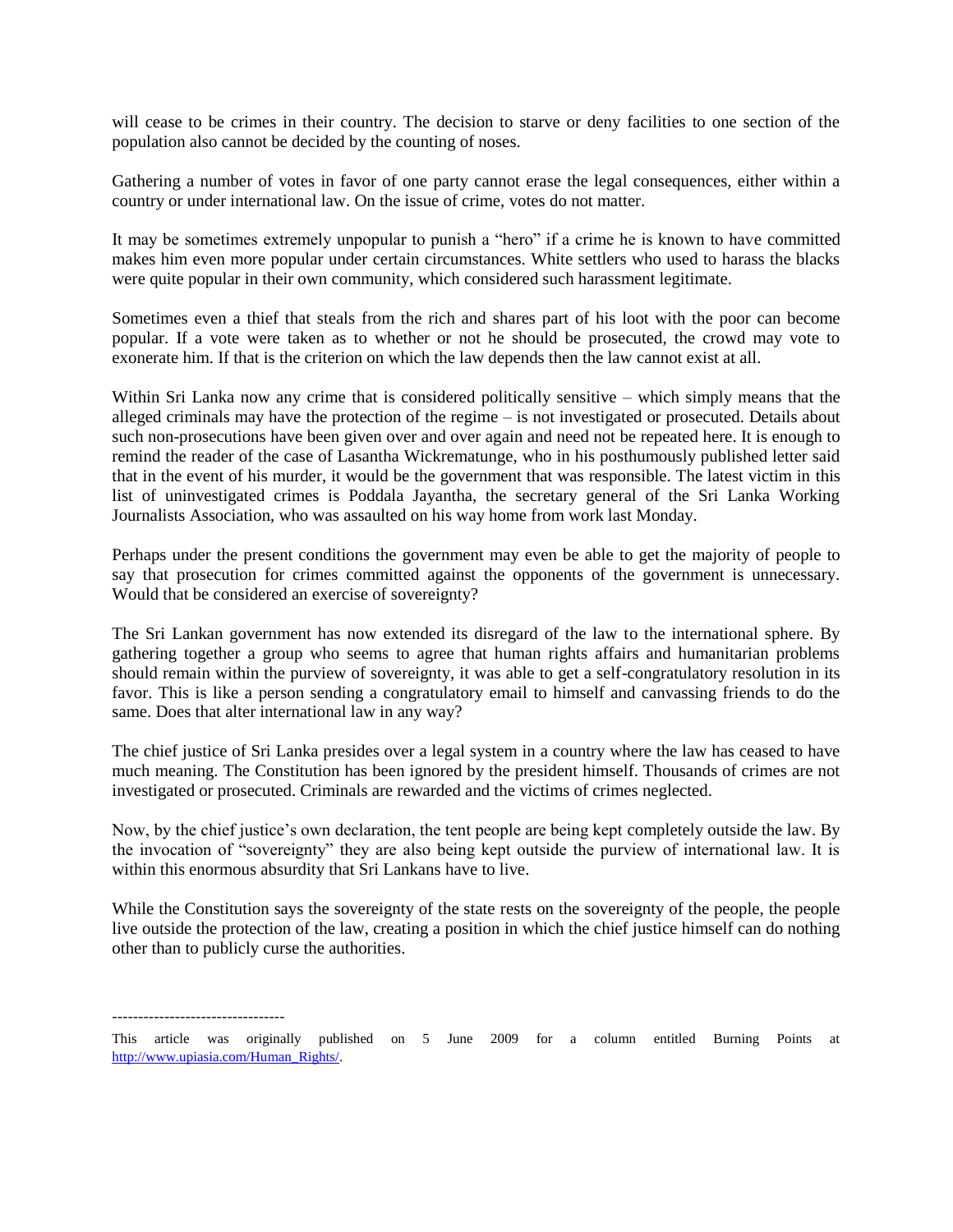will cease to be crimes in their country. The decision to starve or deny facilities to one section of the population also cannot be decided by the counting of noses.

Gathering a number of votes in favor of one party cannot erase the legal consequences, either within a country or under international law. On the issue of crime, votes do not matter.

It may be sometimes extremely unpopular to punish a "hero" if a crime he is known to have committed makes him even more popular under certain circumstances. White settlers who used to harass the blacks were quite popular in their own community, which considered such harassment legitimate.

Sometimes even a thief that steals from the rich and shares part of his loot with the poor can become popular. If a vote were taken as to whether or not he should be prosecuted, the crowd may vote to exonerate him. If that is the criterion on which the law depends then the law cannot exist at all.

Within Sri Lanka now any crime that is considered politically sensitive – which simply means that the alleged criminals may have the protection of the regime – is not investigated or prosecuted. Details about such non-prosecutions have been given over and over again and need not be repeated here. It is enough to remind the reader of the case of Lasantha Wickrematunge, who in his posthumously published letter said that in the event of his murder, it would be the government that was responsible. The latest victim in this list of uninvestigated crimes is Poddala Jayantha, the secretary general of the Sri Lanka Working Journalists Association, who was assaulted on his way home from work last Monday.

Perhaps under the present conditions the government may even be able to get the majority of people to say that prosecution for crimes committed against the opponents of the government is unnecessary. Would that be considered an exercise of sovereignty?

The Sri Lankan government has now extended its disregard of the law to the international sphere. By gathering together a group who seems to agree that human rights affairs and humanitarian problems should remain within the purview of sovereignty, it was able to get a self-congratulatory resolution in its favor. This is like a person sending a congratulatory email to himself and canvassing friends to do the same. Does that alter international law in any way?

The chief justice of Sri Lanka presides over a legal system in a country where the law has ceased to have much meaning. The Constitution has been ignored by the president himself. Thousands of crimes are not investigated or prosecuted. Criminals are rewarded and the victims of crimes neglected.

Now, by the chief justice's own declaration, the tent people are being kept completely outside the law. By the invocation of "sovereignty" they are also being kept outside the purview of international law. It is within this enormous absurdity that Sri Lankans have to live.

While the Constitution says the sovereignty of the state rests on the sovereignty of the people, the people live outside the protection of the law, creating a position in which the chief justice himself can do nothing other than to publicly curse the authorities.

---------------------------------

This article was originally published on 5 June 2009 for a column entitled Burning Points at http://www.upiasia.com/Human_Rights/.